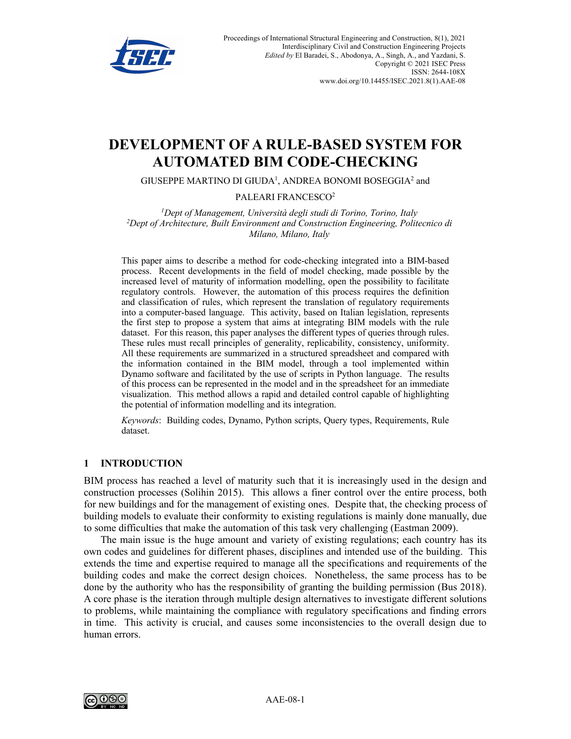# DEVELOPMENT OF A RULE-BASED SYSTEM FOR AUTOMATED BIM CODE-CHECKING

GIUSEPPE MARTINO DI GIUDA[1], ANDREA BONOMI BOSEGGIA[2] and PALEARI FRANCESCO[2]

[1]*Dept of Management, Università degli studi di Torino, Torino, Italy*
[2]*Dept of Architecture, Built Environment and Construction Engineering, Politecnico di Milano, Milano, Italy*

This paper aims to describe a method for code-checking integrated into a BIM-based process. Recent developments in the field of model checking, made possible by the increased level of maturity of information modelling, open the possibility to facilitate regulatory controls. However, the automation of this process requires the definition and classification of rules, which represent the translation of regulatory requirements into a computer-based language. This activity, based on Italian legislation, represents the first step to propose a system that aims at integrating BIM models with the rule dataset. For this reason, this paper analyses the different types of queries through rules. These rules must recall principles of generality, replicability, consistency, uniformity. All these requirements are summarized in a structured spreadsheet and compared with the information contained in the BIM model, through a tool implemented within Dynamo software and facilitated by the use of scripts in Python language. The results of this process can be represented in the model and in the spreadsheet for an immediate visualization. This method allows a rapid and detailed control capable of highlighting the potential of information modelling and its integration.

*Keywords*: Building codes, Dynamo, Python scripts, Query types, Requirements, Rule dataset.

## 1 INTRODUCTION

BIM process has reached a level of maturity such that it is increasingly used in the design and construction processes (Solihin 2015). This allows a finer control over the entire process, both for new buildings and for the management of existing ones. Despite that, the checking process of building models to evaluate their conformity to existing regulations is mainly done manually, due to some difficulties that make the automation of this task very challenging (Eastman 2009).

The main issue is the huge amount and variety of existing regulations; each country has its own codes and guidelines for different phases, disciplines and intended use of the building. This extends the time and expertise required to manage all the specifications and requirements of the building codes and make the correct design choices. Nonetheless, the same process has to be done by the authority who has the responsibility of granting the building permission (Bus 2018). A core phase is the iteration through multiple design alternatives to investigate different solutions to problems, while maintaining the compliance with regulatory specifications and finding errors in time. This activity is crucial, and causes some inconsistencies to the overall design due to human errors.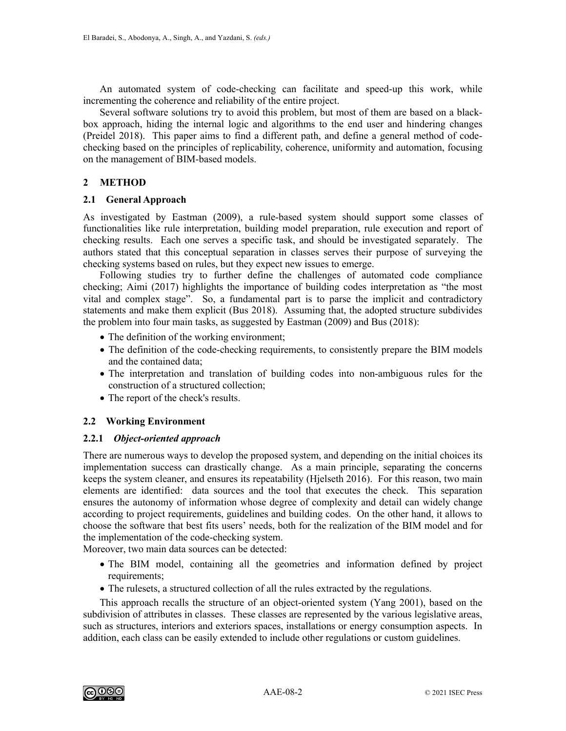An automated system of code-checking can facilitate and speed-up this work, while incrementing the coherence and reliability of the entire project.

Several software solutions try to avoid this problem, but most of them are based on a black-box approach, hiding the internal logic and algorithms to the end user and hindering changes (Preidel 2018). This paper aims to find a different path, and define a general method of code-checking based on the principles of replicability, coherence, uniformity and automation, focusing on the management of BIM-based models.

## 2 METHOD

### 2.1 General Approach

As investigated by Eastman (2009), a rule-based system should support some classes of functionalities like rule interpretation, building model preparation, rule execution and report of checking results. Each one serves a specific task, and should be investigated separately. The authors stated that this conceptual separation in classes serves their purpose of surveying the checking systems based on rules, but they expect new issues to emerge.

Following studies try to further define the challenges of automated code compliance checking; Aimi (2017) highlights the importance of building codes interpretation as "the most vital and complex stage". So, a fundamental part is to parse the implicit and contradictory statements and make them explicit (Bus 2018). Assuming that, the adopted structure subdivides the problem into four main tasks, as suggested by Eastman (2009) and Bus (2018):

- The definition of the working environment;
- The definition of the code-checking requirements, to consistently prepare the BIM models and the contained data;
- The interpretation and translation of building codes into non-ambiguous rules for the construction of a structured collection;
- The report of the check's results.

### 2.2 Working Environment

#### 2.2.1 *Object-oriented approach*

There are numerous ways to develop the proposed system, and depending on the initial choices its implementation success can drastically change. As a main principle, separating the concerns keeps the system cleaner, and ensures its repeatability (Hjelseth 2016). For this reason, two main elements are identified: data sources and the tool that executes the check. This separation ensures the autonomy of information whose degree of complexity and detail can widely change according to project requirements, guidelines and building codes. On the other hand, it allows to choose the software that best fits users' needs, both for the realization of the BIM model and for the implementation of the code-checking system.

Moreover, two main data sources can be detected:

- The BIM model, containing all the geometries and information defined by project requirements;
- The rulesets, a structured collection of all the rules extracted by the regulations.

This approach recalls the structure of an object-oriented system (Yang 2001), based on the subdivision of attributes in classes. These classes are represented by the various legislative areas, such as structures, interiors and exteriors spaces, installations or energy consumption aspects. In addition, each class can be easily extended to include other regulations or custom guidelines.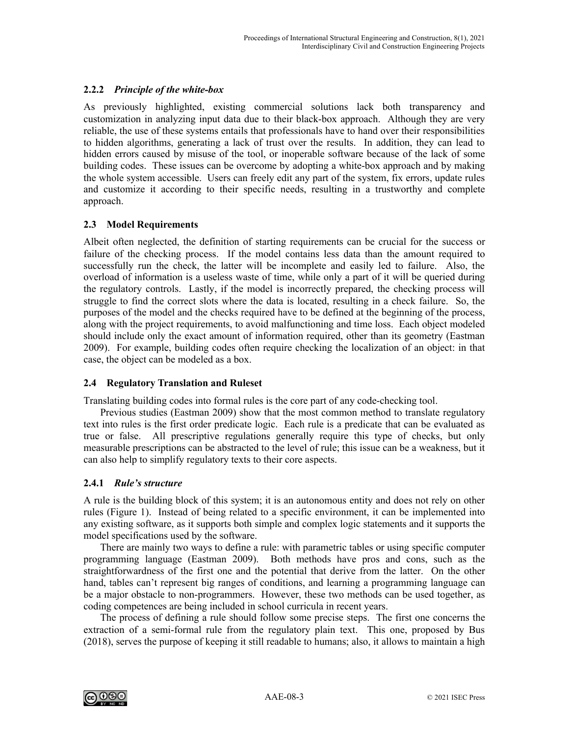### 2.2.2 *Principle of the white-box*

As previously highlighted, existing commercial solutions lack both transparency and customization in analyzing input data due to their black-box approach. Although they are very reliable, the use of these systems entails that professionals have to hand over their responsibilities to hidden algorithms, generating a lack of trust over the results. In addition, they can lead to hidden errors caused by misuse of the tool, or inoperable software because of the lack of some building codes. These issues can be overcome by adopting a white-box approach and by making the whole system accessible. Users can freely edit any part of the system, fix errors, update rules and customize it according to their specific needs, resulting in a trustworthy and complete approach.

## 2.3 Model Requirements

Albeit often neglected, the definition of starting requirements can be crucial for the success or failure of the checking process. If the model contains less data than the amount required to successfully run the check, the latter will be incomplete and easily led to failure. Also, the overload of information is a useless waste of time, while only a part of it will be queried during the regulatory controls. Lastly, if the model is incorrectly prepared, the checking process will struggle to find the correct slots where the data is located, resulting in a check failure. So, the purposes of the model and the checks required have to be defined at the beginning of the process, along with the project requirements, to avoid malfunctioning and time loss. Each object modeled should include only the exact amount of information required, other than its geometry (Eastman 2009). For example, building codes often require checking the localization of an object: in that case, the object can be modeled as a box.

## 2.4 Regulatory Translation and Ruleset

Translating building codes into formal rules is the core part of any code-checking tool.

Previous studies (Eastman 2009) show that the most common method to translate regulatory text into rules is the first order predicate logic. Each rule is a predicate that can be evaluated as true or false. All prescriptive regulations generally require this type of checks, but only measurable prescriptions can be abstracted to the level of rule; this issue can be a weakness, but it can also help to simplify regulatory texts to their core aspects.

### 2.4.1 *Rule's structure*

A rule is the building block of this system; it is an autonomous entity and does not rely on other rules (Figure 1). Instead of being related to a specific environment, it can be implemented into any existing software, as it supports both simple and complex logic statements and it supports the model specifications used by the software.

There are mainly two ways to define a rule: with parametric tables or using specific computer programming language (Eastman 2009). Both methods have pros and cons, such as the straightforwardness of the first one and the potential that derive from the latter. On the other hand, tables can't represent big ranges of conditions, and learning a programming language can be a major obstacle to non-programmers. However, these two methods can be used together, as coding competences are being included in school curricula in recent years.

The process of defining a rule should follow some precise steps. The first one concerns the extraction of a semi-formal rule from the regulatory plain text. This one, proposed by Bus (2018), serves the purpose of keeping it still readable to humans; also, it allows to maintain a high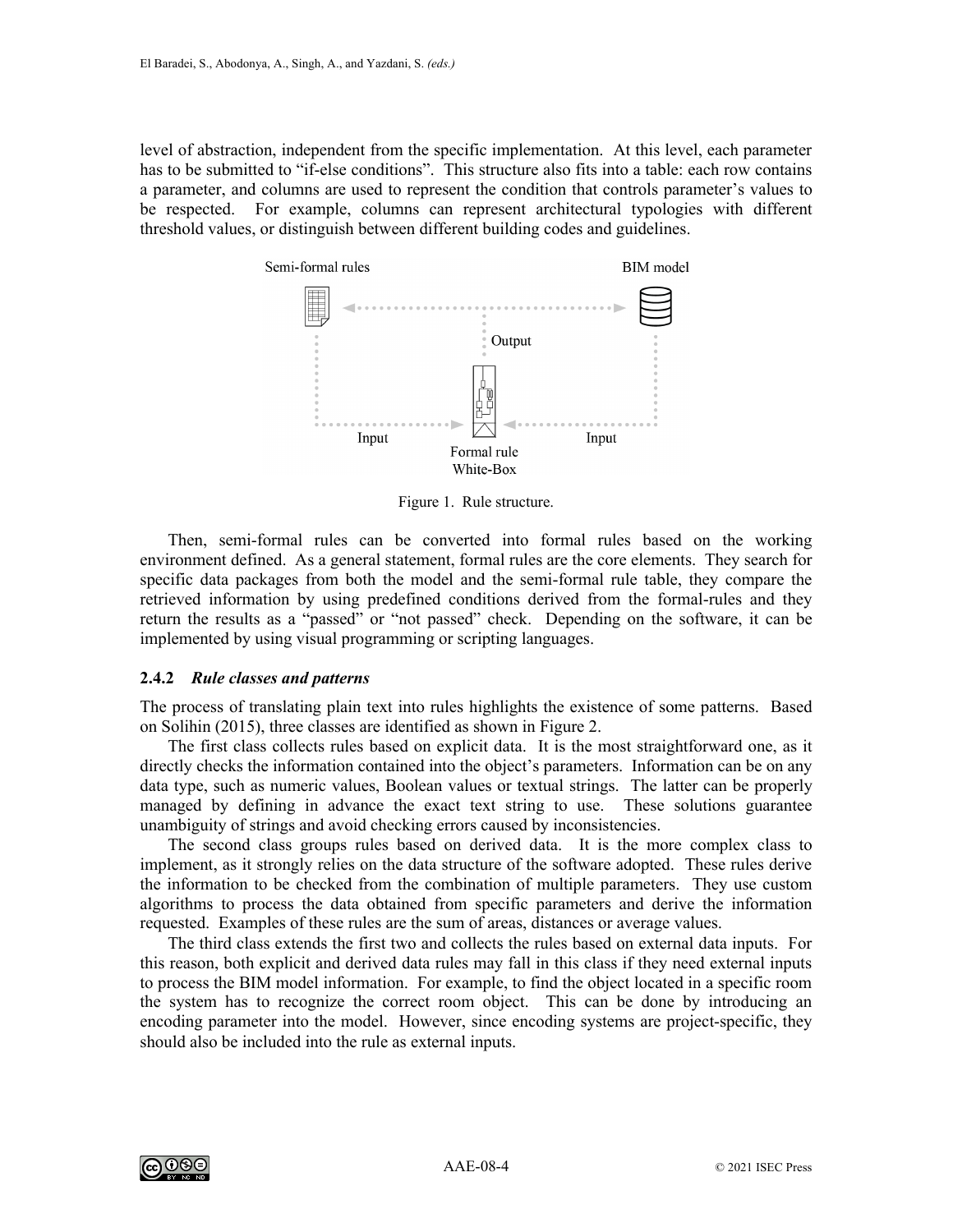level of abstraction, independent from the specific implementation. At this level, each parameter has to be submitted to "if-else conditions". This structure also fits into a table: each row contains a parameter, and columns are used to represent the condition that controls parameter's values to be respected. For example, columns can represent architectural typologies with different threshold values, or distinguish between different building codes and guidelines.

Figure 1. Rule structure.

Then, semi-formal rules can be converted into formal rules based on the working environment defined. As a general statement, formal rules are the core elements. They search for specific data packages from both the model and the semi-formal rule table, they compare the retrieved information by using predefined conditions derived from the formal-rules and they return the results as a "passed" or "not passed" check. Depending on the software, it can be implemented by using visual programming or scripting languages.

### 2.4.2 *Rule classes and patterns*

The process of translating plain text into rules highlights the existence of some patterns. Based on Solihin (2015), three classes are identified as shown in Figure 2.

The first class collects rules based on explicit data. It is the most straightforward one, as it directly checks the information contained into the object's parameters. Information can be on any data type, such as numeric values, Boolean values or textual strings. The latter can be properly managed by defining in advance the exact text string to use. These solutions guarantee unambiguity of strings and avoid checking errors caused by inconsistencies.

The second class groups rules based on derived data. It is the more complex class to implement, as it strongly relies on the data structure of the software adopted. These rules derive the information to be checked from the combination of multiple parameters. They use custom algorithms to process the data obtained from specific parameters and derive the information requested. Examples of these rules are the sum of areas, distances or average values.

The third class extends the first two and collects the rules based on external data inputs. For this reason, both explicit and derived data rules may fall in this class if they need external inputs to process the BIM model information. For example, to find the object located in a specific room the system has to recognize the correct room object. This can be done by introducing an encoding parameter into the model. However, since encoding systems are project-specific, they should also be included into the rule as external inputs.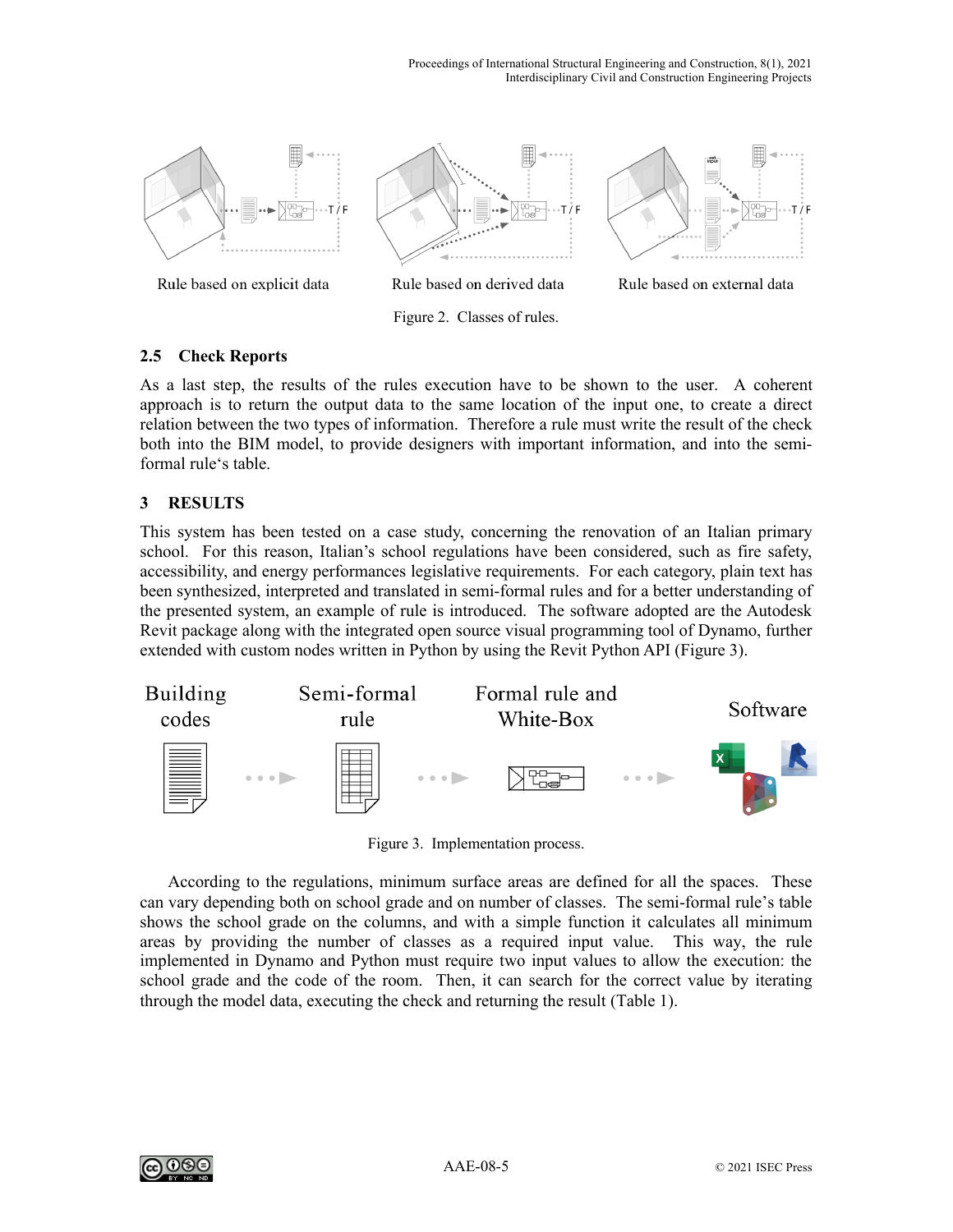Rule based on explicit data

Rule based on derived data

Rule based on external data

Figure 2. Classes of rules.

### 2.5 Check Reports

As a last step, the results of the rules execution have to be shown to the user. A coherent approach is to return the output data to the same location of the input one, to create a direct relation between the two types of information. Therefore a rule must write the result of the check both into the BIM model, to provide designers with important information, and into the semi-formal rule's table.

## 3 RESULTS

This system has been tested on a case study, concerning the renovation of an Italian primary school. For this reason, Italian's school regulations have been considered, such as fire safety, accessibility, and energy performances legislative requirements. For each category, plain text has been synthesized, interpreted and translated in semi-formal rules and for a better understanding of the presented system, an example of rule is introduced. The software adopted are the Autodesk Revit package along with the integrated open source visual programming tool of Dynamo, further extended with custom nodes written in Python by using the Revit Python API (Figure 3).

Building codes

Semi-formal rule

Formal rule and White-Box

Software

Figure 3. Implementation process.

According to the regulations, minimum surface areas are defined for all the spaces. These can vary depending both on school grade and on number of classes. The semi-formal rule's table shows the school grade on the columns, and with a simple function it calculates all minimum areas by providing the number of classes as a required input value. This way, the rule implemented in Dynamo and Python must require two input values to allow the execution: the school grade and the code of the room. Then, it can search for the correct value by iterating through the model data, executing the check and returning the result (Table 1).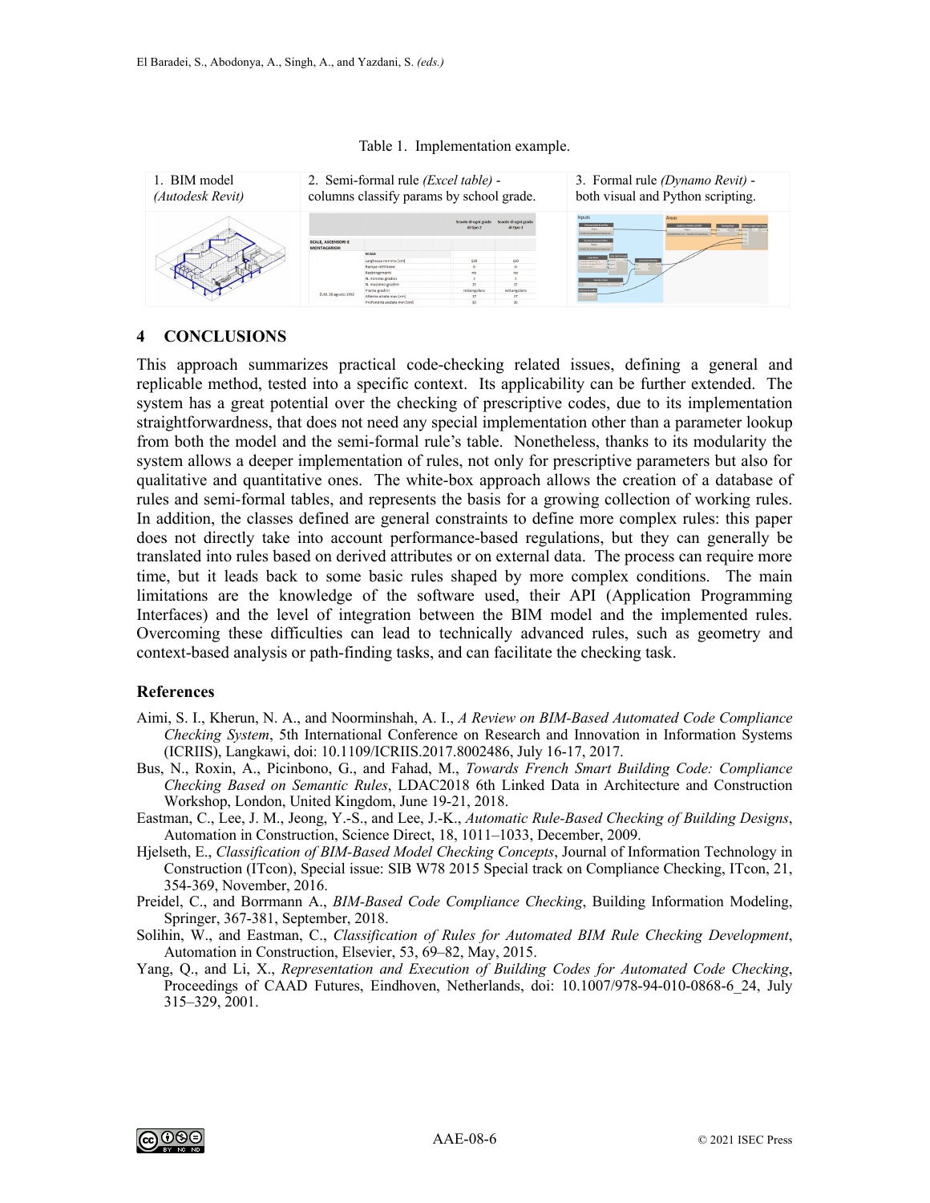Table 1. Implementation example.

| 1. BIM model *(Autodesk Revit)* | 2. Semi-formal rule *(Excel table)* - columns classify params by school grade. | 3. Formal rule *(Dynamo Revit)* - both visual and Python scripting. |
|---|---|---|
| | | |

## 4 CONCLUSIONS

This approach summarizes practical code-checking related issues, defining a general and replicable method, tested into a specific context. Its applicability can be further extended. The system has a great potential over the checking of prescriptive codes, due to its implementation straightforwardness, that does not need any special implementation other than a parameter lookup from both the model and the semi-formal rule's table. Nonetheless, thanks to its modularity the system allows a deeper implementation of rules, not only for prescriptive parameters but also for qualitative and quantitative ones. The white-box approach allows the creation of a database of rules and semi-formal tables, and represents the basis for a growing collection of working rules. In addition, the classes defined are general constraints to define more complex rules: this paper does not directly take into account performance-based regulations, but they can generally be translated into rules based on derived attributes or on external data. The process can require more time, but it leads back to some basic rules shaped by more complex conditions. The main limitations are the knowledge of the software used, their API (Application Programming Interfaces) and the level of integration between the BIM model and the implemented rules. Overcoming these difficulties can lead to technically advanced rules, such as geometry and context-based analysis or path-finding tasks, and can facilitate the checking task.

### References

Aimi, S. I., Kherun, N. A., and Noorminshah, A. I., *A Review on BIM-Based Automated Code Compliance Checking System*, 5th International Conference on Research and Innovation in Information Systems (ICRIIS), Langkawi, doi: 10.1109/ICRIIS.2017.8002486, July 16-17, 2017.

Bus, N., Roxin, A., Picinbono, G., and Fahad, M., *Towards French Smart Building Code: Compliance Checking Based on Semantic Rules*, LDAC2018 6th Linked Data in Architecture and Construction Workshop, London, United Kingdom, June 19-21, 2018.

Eastman, C., Lee, J. M., Jeong, Y.-S., and Lee, J.-K., *Automatic Rule-Based Checking of Building Designs*, Automation in Construction, Science Direct, 18, 1011–1033, December, 2009.

Hjelseth, E., *Classification of BIM-Based Model Checking Concepts*, Journal of Information Technology in Construction (ITcon), Special issue: SIB W78 2015 Special track on Compliance Checking, ITcon, 21, 354-369, November, 2016.

Preidel, C., and Borrmann A., *BIM-Based Code Compliance Checking*, Building Information Modeling, Springer, 367-381, September, 2018.

Solihin, W., and Eastman, C., *Classification of Rules for Automated BIM Rule Checking Development*, Automation in Construction, Elsevier, 53, 69–82, May, 2015.

Yang, Q., and Li, X., *Representation and Execution of Building Codes for Automated Code Checking*, Proceedings of CAAD Futures, Eindhoven, Netherlands, doi: 10.1007/978-94-010-0868-6_24, July 315–329, 2001.